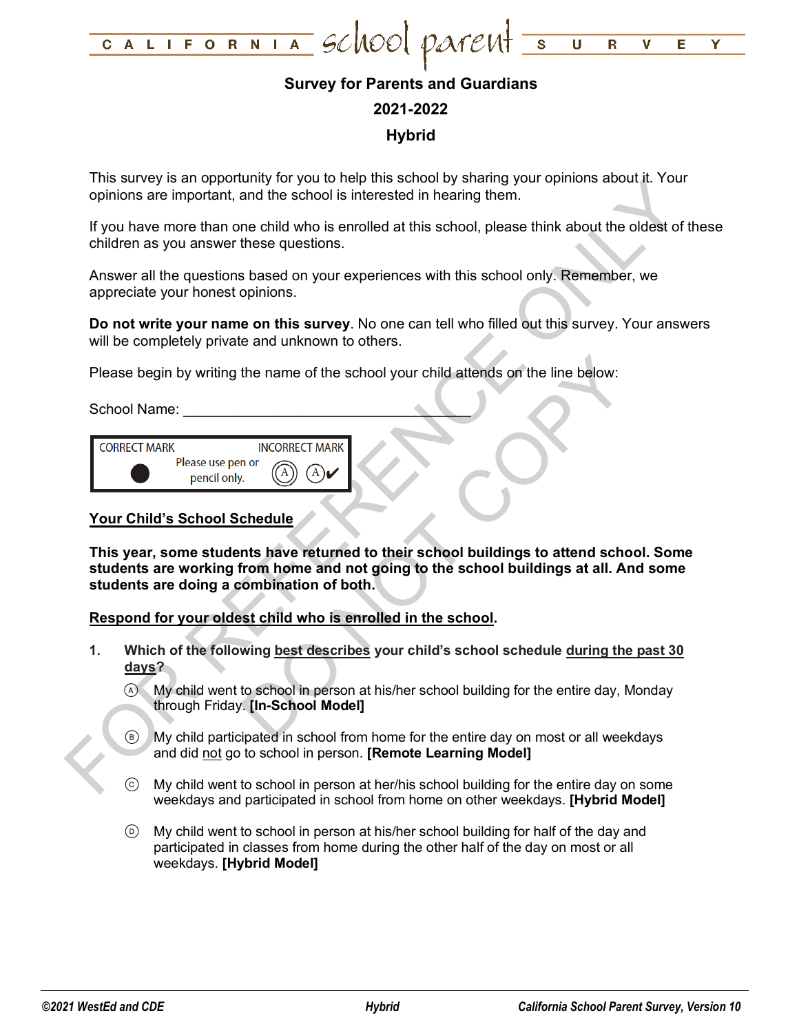# CALIFORNIA school parent SURVEY

## Survey for Parents and Guardians

## 2021-2022

## Hybrid

This survey is an opportunity for you to help this school by sharing your opinions about it. Your opinions are important, and the school is interested in hearing them.

If you have more than one child who is enrolled at this school, please think about the oldest of these children as you answer these questions.

Answer all the questions based on your experiences with this school only. Remember, we appreciate your honest opinions.

**Do not write your name on this survey**. No one can tell who filled out this survey. Your answers will be completely private and unknown to others.

Please begin by writing the name of the school your child attends on the line below:

School Name: ___________________________________

| CORRECT MARK | Please use pen or pencil only. | INCORRECT MARK |
|---|---|---|
| ● | | Ⓐ Ⓐ✔ |

**Your Child's School Schedule**

**This year, some students have returned to their school buildings to attend school. Some students are working from home and not going to the school buildings at all. And some students are doing a combination of both.**

**Respond for your oldest child who is enrolled in the school.**

1. **Which of the following best describes your child's school schedule during the past 30 days?**

   Ⓐ My child went to school in person at his/her school building for the entire day, Monday through Friday. **[In-School Model]**

   Ⓑ My child participated in school from home for the entire day on most or all weekdays and did not go to school in person. **[Remote Learning Model]**

   Ⓒ My child went to school in person at her/his school building for the entire day on some weekdays and participated in school from home on other weekdays. **[Hybrid Model]**

   Ⓓ My child went to school in person at his/her school building for half of the day and participated in classes from home during the other half of the day on most or all weekdays. **[Hybrid Model]**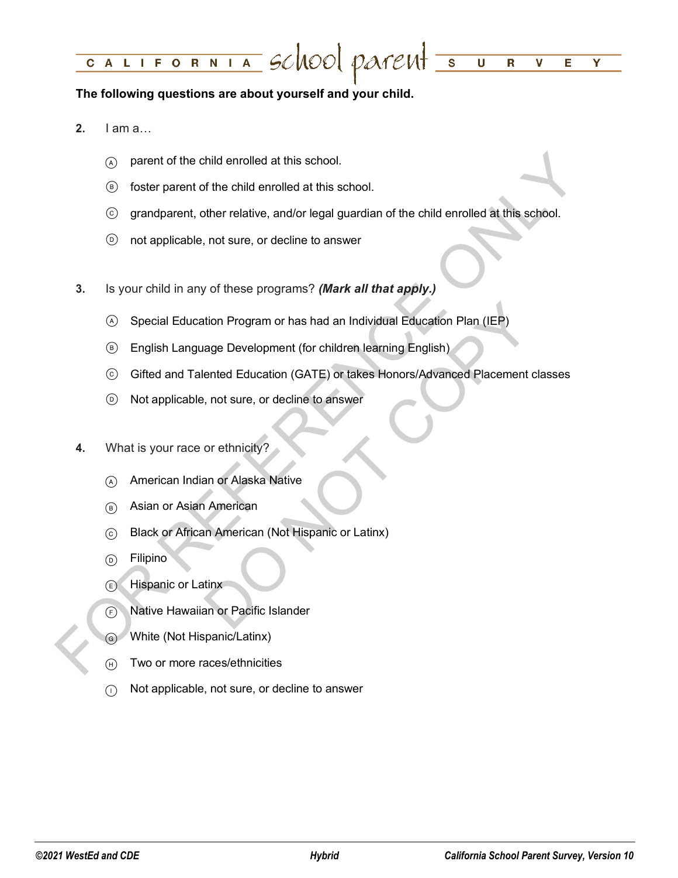**The following questions are about yourself and your child.**

2. I am a…

   Ⓐ parent of the child enrolled at this school.

   Ⓑ foster parent of the child enrolled at this school.

   Ⓒ grandparent, other relative, and/or legal guardian of the child enrolled at this school.

   Ⓓ not applicable, not sure, or decline to answer

3. Is your child in any of these programs? ***(Mark all that apply.)***

   Ⓐ Special Education Program or has had an Individual Education Plan (IEP)

   Ⓑ English Language Development (for children learning English)

   Ⓒ Gifted and Talented Education (GATE) or takes Honors/Advanced Placement classes

   Ⓓ Not applicable, not sure, or decline to answer

4. What is your race or ethnicity?

   Ⓐ American Indian or Alaska Native

   Ⓑ Asian or Asian American

   Ⓒ Black or African American (Not Hispanic or Latinx)

   Ⓓ Filipino

   Ⓔ Hispanic or Latinx

   Ⓕ Native Hawaiian or Pacific Islander

   Ⓖ White (Not Hispanic/Latinx)

   Ⓗ Two or more races/ethnicities

   Ⓘ Not applicable, not sure, or decline to answer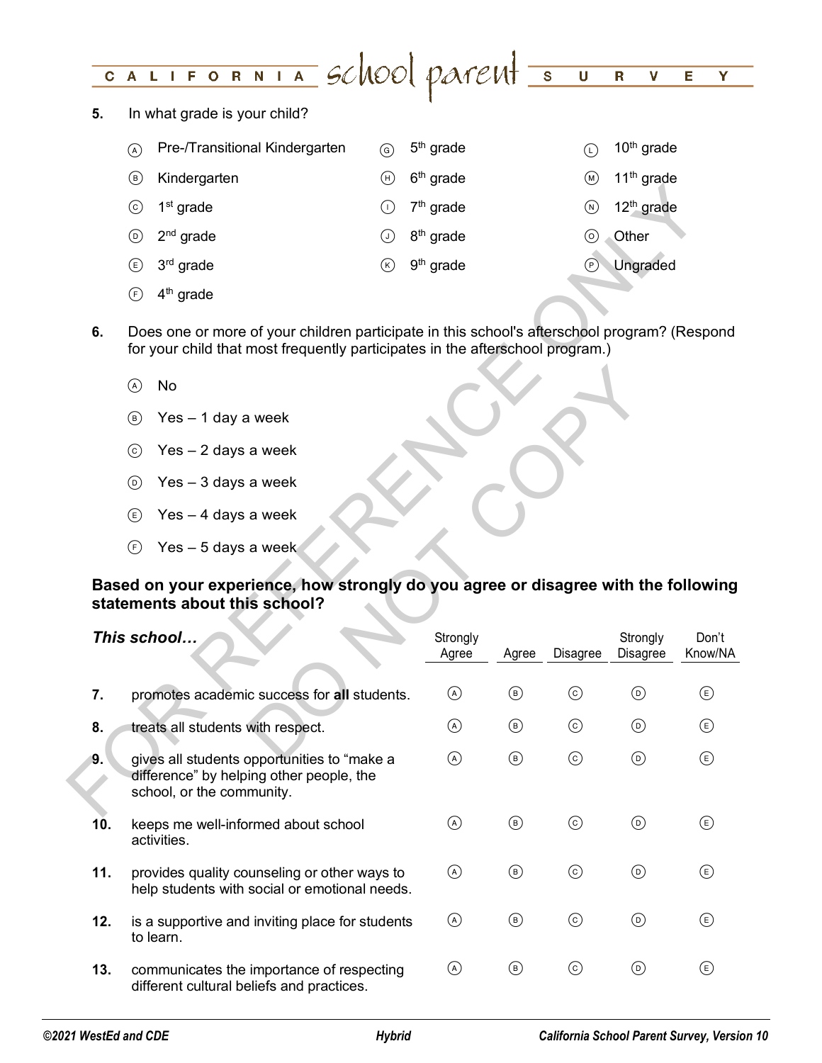**5.** In what grade is your child?

- Ⓐ Pre-/Transitional Kindergarten
- Ⓑ Kindergarten
- Ⓒ 1st grade
- Ⓓ 2nd grade
- Ⓔ 3rd grade
- Ⓕ 4th grade
- Ⓖ 5th grade
- Ⓗ 6th grade
- Ⓘ 7th grade
- Ⓙ 8th grade
- Ⓚ 9th grade
- Ⓛ 10th grade
- Ⓜ 11th grade
- Ⓝ 12th grade
- Ⓞ Other
- Ⓟ Ungraded

**6.** Does one or more of your children participate in this school's afterschool program? (Respond for your child that most frequently participates in the afterschool program.)

- Ⓐ No
- Ⓑ Yes – 1 day a week
- Ⓒ Yes – 2 days a week
- Ⓓ Yes – 3 days a week
- Ⓔ Yes – 4 days a week
- Ⓕ Yes – 5 days a week

**Based on your experience, how strongly do you agree or disagree with the following statements about this school?**

| | ***This school…*** | Strongly Agree | Agree | Disagree | Strongly Disagree | Don't Know/NA |
|---|---|---|---|---|---|---|
| **7.** | promotes academic success for **all** students. | Ⓐ | Ⓑ | Ⓒ | Ⓓ | Ⓔ |
| **8.** | treats all students with respect. | Ⓐ | Ⓑ | Ⓒ | Ⓓ | Ⓔ |
| **9.** | gives all students opportunities to "make a difference" by helping other people, the school, or the community. | Ⓐ | Ⓑ | Ⓒ | Ⓓ | Ⓔ |
| **10.** | keeps me well-informed about school activities. | Ⓐ | Ⓑ | Ⓒ | Ⓓ | Ⓔ |
| **11.** | provides quality counseling or other ways to help students with social or emotional needs. | Ⓐ | Ⓑ | Ⓒ | Ⓓ | Ⓔ |
| **12.** | is a supportive and inviting place for students to learn. | Ⓐ | Ⓑ | Ⓒ | Ⓓ | Ⓔ |
| **13.** | communicates the importance of respecting different cultural beliefs and practices. | Ⓐ | Ⓑ | Ⓒ | Ⓓ | Ⓔ |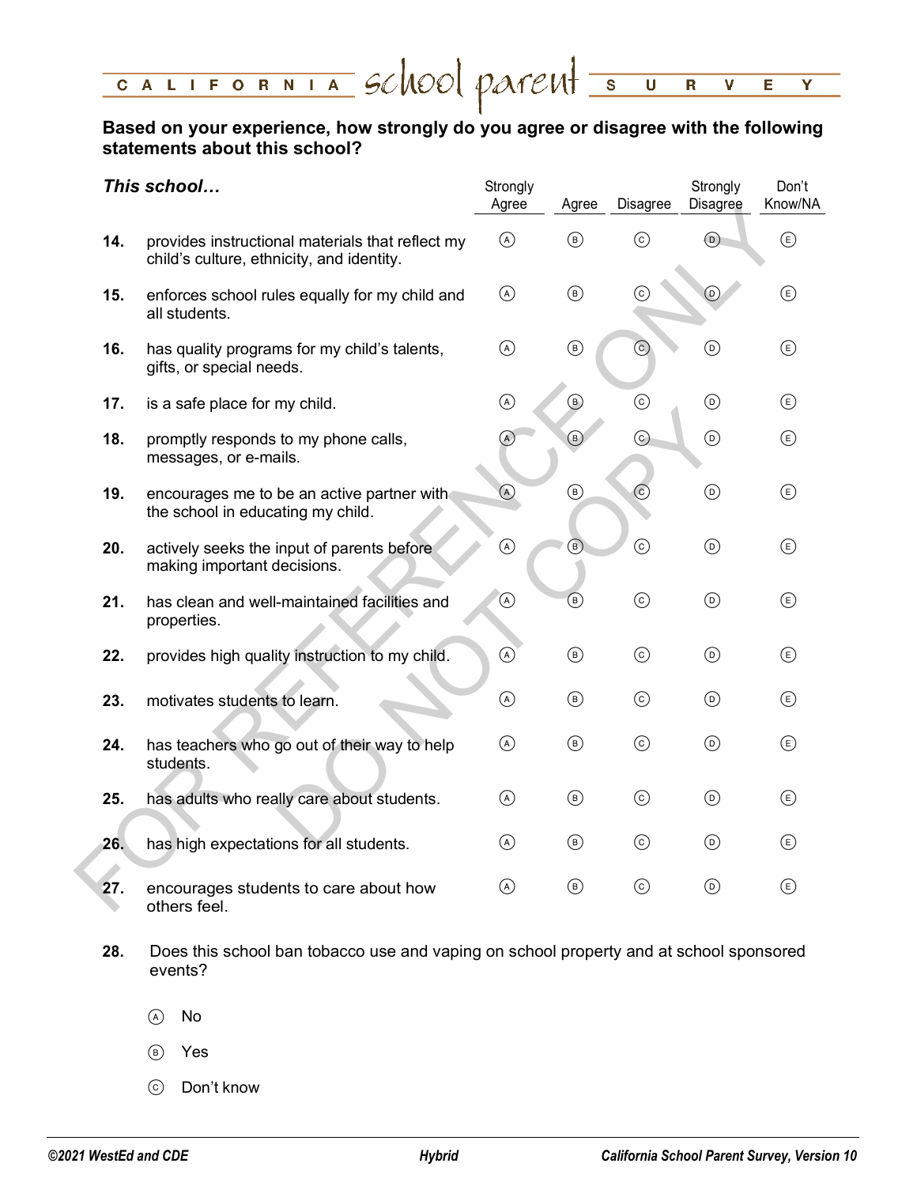**Based on your experience, how strongly do you agree or disagree with the following statements about this school?**

| | ***This school…*** | Strongly Agree | Agree | Disagree | Strongly Disagree | Don't Know/NA |
|---|---|---|---|---|---|---|
| **14.** | provides instructional materials that reflect my child's culture, ethnicity, and identity. | Ⓐ | Ⓑ | Ⓒ | Ⓓ | Ⓔ |
| **15.** | enforces school rules equally for my child and all students. | Ⓐ | Ⓑ | Ⓒ | Ⓓ | Ⓔ |
| **16.** | has quality programs for my child's talents, gifts, or special needs. | Ⓐ | Ⓑ | Ⓒ | Ⓓ | Ⓔ |
| **17.** | is a safe place for my child. | Ⓐ | Ⓑ | Ⓒ | Ⓓ | Ⓔ |
| **18.** | promptly responds to my phone calls, messages, or e-mails. | Ⓐ | Ⓑ | Ⓒ | Ⓓ | Ⓔ |
| **19.** | encourages me to be an active partner with the school in educating my child. | Ⓐ | Ⓑ | Ⓒ | Ⓓ | Ⓔ |
| **20.** | actively seeks the input of parents before making important decisions. | Ⓐ | Ⓑ | Ⓒ | Ⓓ | Ⓔ |
| **21.** | has clean and well-maintained facilities and properties. | Ⓐ | Ⓑ | Ⓒ | Ⓓ | Ⓔ |
| **22.** | provides high quality instruction to my child. | Ⓐ | Ⓑ | Ⓒ | Ⓓ | Ⓔ |
| **23.** | motivates students to learn. | Ⓐ | Ⓑ | Ⓒ | Ⓓ | Ⓔ |
| **24.** | has teachers who go out of their way to help students. | Ⓐ | Ⓑ | Ⓒ | Ⓓ | Ⓔ |
| **25.** | has adults who really care about students. | Ⓐ | Ⓑ | Ⓒ | Ⓓ | Ⓔ |
| **26.** | has high expectations for all students. | Ⓐ | Ⓑ | Ⓒ | Ⓓ | Ⓔ |
| **27.** | encourages students to care about how others feel. | Ⓐ | Ⓑ | Ⓒ | Ⓓ | Ⓔ |

**28.** Does this school ban tobacco use and vaping on school property and at school sponsored events?

- Ⓐ No
- Ⓑ Yes
- Ⓒ Don't know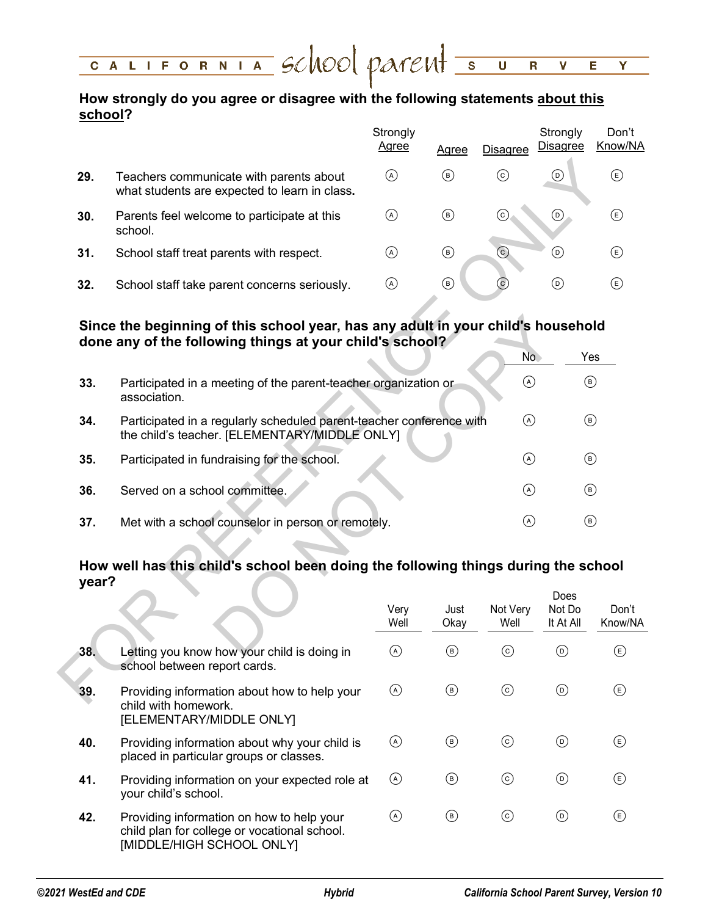## How strongly do you agree or disagree with the following statements about this school?

| | | Strongly Agree | Agree | Disagree | Strongly Disagree | Don't Know/NA |
|---|---|---|---|---|---|---|
| **29.** | Teachers communicate with parents about what students are expected to learn in class. | Ⓐ | Ⓑ | Ⓒ | Ⓓ | Ⓔ |
| **30.** | Parents feel welcome to participate at this school. | Ⓐ | Ⓑ | Ⓒ | Ⓓ | Ⓔ |
| **31.** | School staff treat parents with respect. | Ⓐ | Ⓑ | Ⓒ | Ⓓ | Ⓔ |
| **32.** | School staff take parent concerns seriously. | Ⓐ | Ⓑ | Ⓒ | Ⓓ | Ⓔ |

## Since the beginning of this school year, has any adult in your child's household done any of the following things at your child's school?

| | | No | Yes |
|---|---|---|---|
| **33.** | Participated in a meeting of the parent-teacher organization or association. | Ⓐ | Ⓑ |
| **34.** | Participated in a regularly scheduled parent-teacher conference with the child's teacher. [ELEMENTARY/MIDDLE ONLY] | Ⓐ | Ⓑ |
| **35.** | Participated in fundraising for the school. | Ⓐ | Ⓑ |
| **36.** | Served on a school committee. | Ⓐ | Ⓑ |
| **37.** | Met with a school counselor in person or remotely. | Ⓐ | Ⓑ |

## How well has this child's school been doing the following things during the school year?

| | | Very Well | Just Okay | Not Very Well | Does Not Do It At All | Don't Know/NA |
|---|---|---|---|---|---|---|
| **38.** | Letting you know how your child is doing in school between report cards. | Ⓐ | Ⓑ | Ⓒ | Ⓓ | Ⓔ |
| **39.** | Providing information about how to help your child with homework. [ELEMENTARY/MIDDLE ONLY] | Ⓐ | Ⓑ | Ⓒ | Ⓓ | Ⓔ |
| **40.** | Providing information about why your child is placed in particular groups or classes. | Ⓐ | Ⓑ | Ⓒ | Ⓓ | Ⓔ |
| **41.** | Providing information on your expected role at your child's school. | Ⓐ | Ⓑ | Ⓒ | Ⓓ | Ⓔ |
| **42.** | Providing information on how to help your child plan for college or vocational school. [MIDDLE/HIGH SCHOOL ONLY] | Ⓐ | Ⓑ | Ⓒ | Ⓓ | Ⓔ |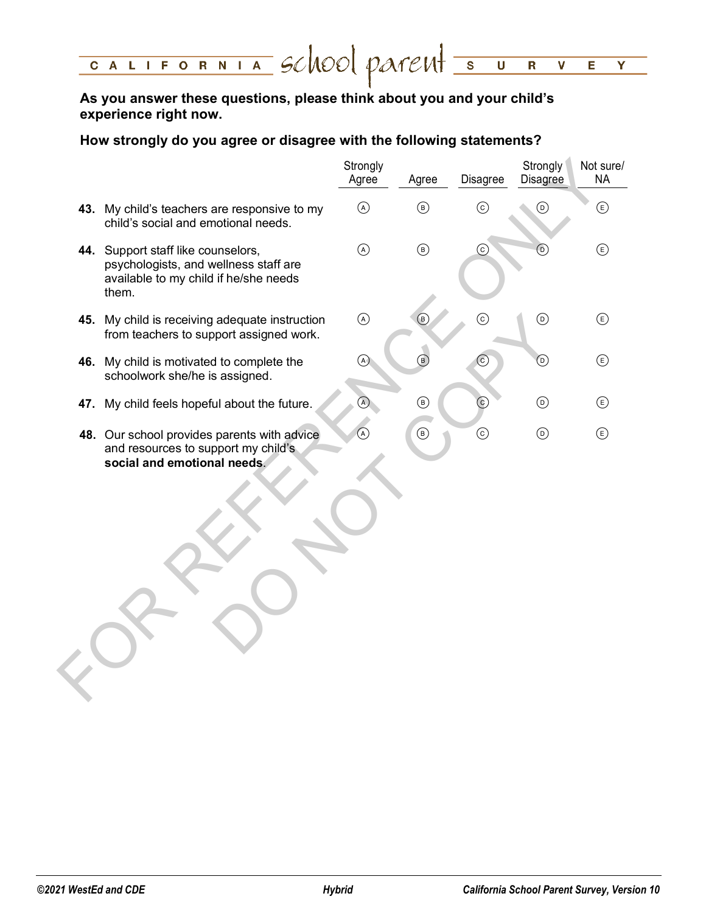As you answer these questions, please think about you and your child's experience right now.

**How strongly do you agree or disagree with the following statements?**

| | Strongly Agree | Agree | Disagree | Strongly Disagree | Not sure/ NA |
|---|---|---|---|---|---|
| **43.** My child's teachers are responsive to my child's social and emotional needs. | Ⓐ | Ⓑ | Ⓒ | Ⓓ | Ⓔ |
| **44.** Support staff like counselors, psychologists, and wellness staff are available to my child if he/she needs them. | Ⓐ | Ⓑ | Ⓒ | Ⓓ | Ⓔ |
| **45.** My child is receiving adequate instruction from teachers to support assigned work. | Ⓐ | Ⓑ | Ⓒ | Ⓓ | Ⓔ |
| **46.** My child is motivated to complete the schoolwork she/he is assigned. | Ⓐ | Ⓑ | Ⓒ | Ⓓ | Ⓔ |
| **47.** My child feels hopeful about the future. | Ⓐ | Ⓑ | Ⓒ | Ⓓ | Ⓔ |
| **48.** Our school provides parents with advice and resources to support my child's **social and emotional needs**. | Ⓐ | Ⓑ | Ⓒ | Ⓓ | Ⓔ |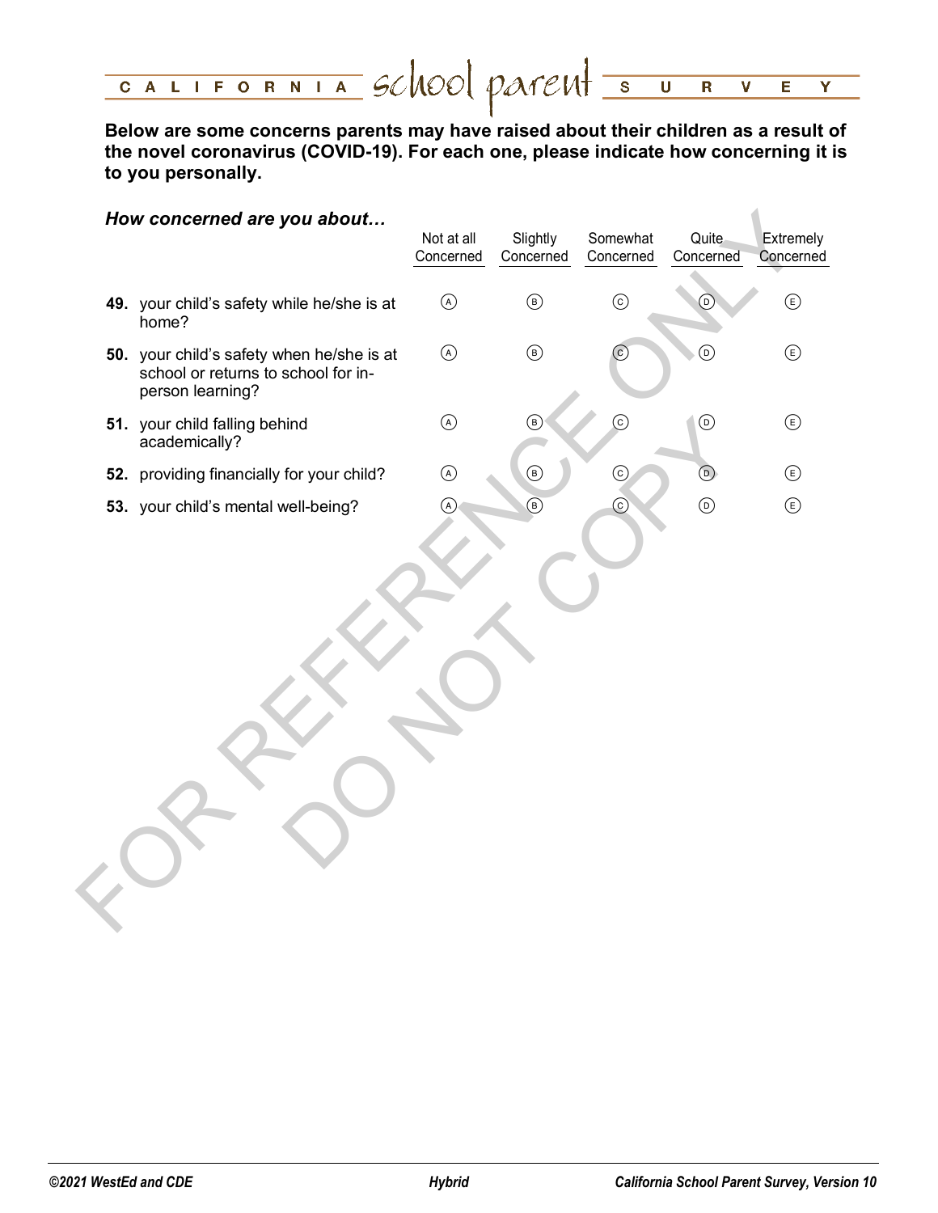# CALIFORNIA school parent SURVEY

**Below are some concerns parents may have raised about their children as a result of the novel coronavirus (COVID-19). For each one, please indicate how concerning it is to you personally.**

| ***How concerned are you about…*** | Not at all Concerned | Slightly Concerned | Somewhat Concerned | Quite Concerned | Extremely Concerned |
|---|---|---|---|---|---|
| **49.** your child's safety while he/she is at home? | Ⓐ | Ⓑ | Ⓒ | Ⓓ | Ⓔ |
| **50.** your child's safety when he/she is at school or returns to school for in-person learning? | Ⓐ | Ⓑ | Ⓒ | Ⓓ | Ⓔ |
| **51.** your child falling behind academically? | Ⓐ | Ⓑ | Ⓒ | Ⓓ | Ⓔ |
| **52.** providing financially for your child? | Ⓐ | Ⓑ | Ⓒ | Ⓓ | Ⓔ |
| **53.** your child's mental well-being? | Ⓐ | Ⓑ | Ⓒ | Ⓓ | Ⓔ |

FOR REFERENCE ONLY
DO NOT COPY